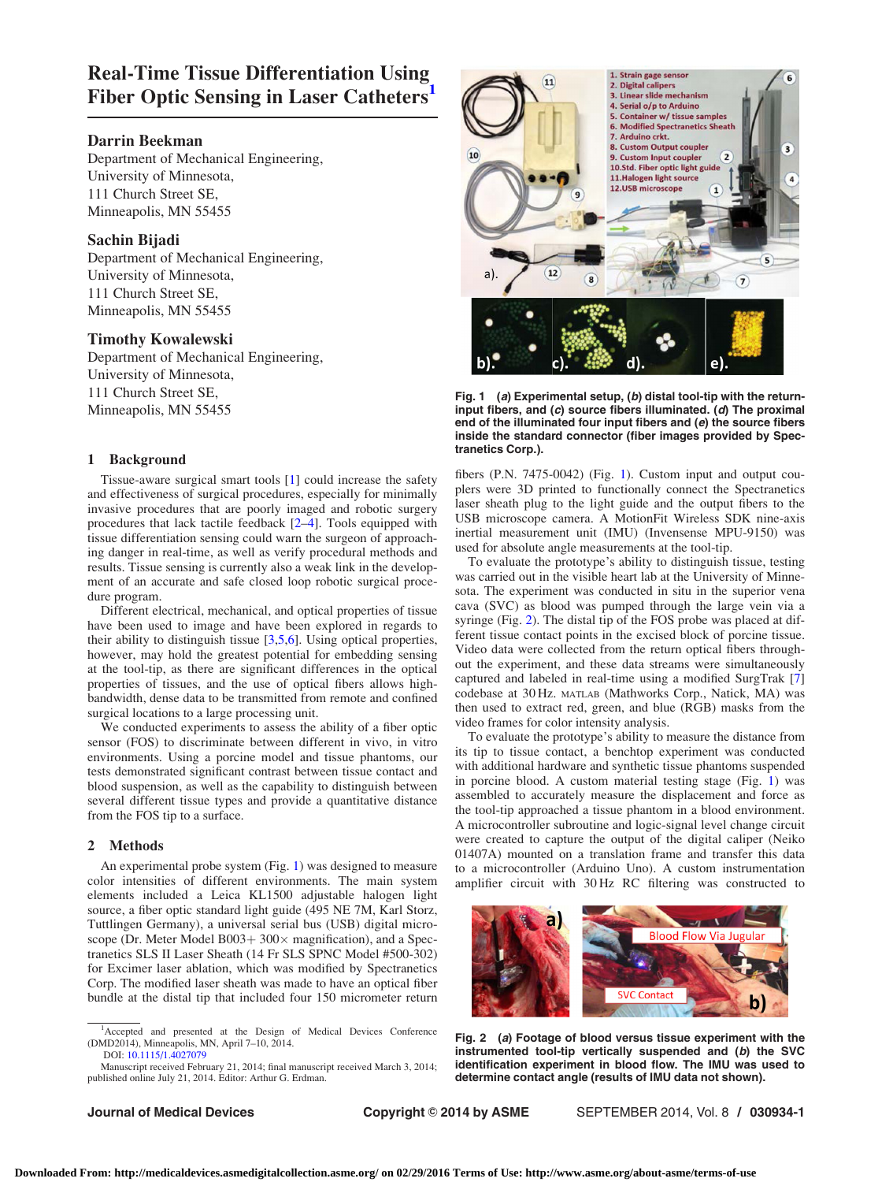# Real-Time Tissue Differentiation Using Fiber Optic Sensing in Laser Catheters[1]

**Darrin Beekman**
Department of Mechanical Engineering,
University of Minnesota,
111 Church Street SE,
Minneapolis, MN 55455

**Sachin Bijadi**
Department of Mechanical Engineering,
University of Minnesota,
111 Church Street SE,
Minneapolis, MN 55455

**Timothy Kowalewski**
Department of Mechanical Engineering,
University of Minnesota,
111 Church Street SE,
Minneapolis, MN 55455

## 1 Background

Tissue-aware surgical smart tools [1] could increase the safety and effectiveness of surgical procedures, especially for minimally invasive procedures that are poorly imaged and robotic surgery procedures that lack tactile feedback [2–4]. Tools equipped with tissue differentiation sensing could warn the surgeon of approaching danger in real-time, as well as verify procedural methods and results. Tissue sensing is currently also a weak link in the development of an accurate and safe closed loop robotic surgical procedure program.

Different electrical, mechanical, and optical properties of tissue have been used to image and have been explored in regards to their ability to distinguish tissue [3,5,6]. Using optical properties, however, may hold the greatest potential for embedding sensing at the tool-tip, as there are significant differences in the optical properties of tissues, and the use of optical fibers allows high-bandwidth, dense data to be transmitted from remote and confined surgical locations to a large processing unit.

We conducted experiments to assess the ability of a fiber optic sensor (FOS) to discriminate between different in vivo, in vitro environments. Using a porcine model and tissue phantoms, our tests demonstrated significant contrast between tissue contact and blood suspension, as well as the capability to distinguish between several different tissue types and provide a quantitative distance from the FOS tip to a surface.

## 2 Methods

An experimental probe system (Fig. 1) was designed to measure color intensities of different environments. The main system elements included a Leica KL1500 adjustable halogen light source, a fiber optic standard light guide (495 NE 7M, Karl Storz, Tuttlingen Germany), a universal serial bus (USB) digital microscope (Dr. Meter Model B003+ 300× magnification), and a Spectranetics SLS II Laser Sheath (14 Fr SLS SPNC Model #500-302) for Excimer laser ablation, which was modified by Spectranetics Corp. The modified laser sheath was made to have an optical fiber bundle at the distal tip that included four 150 micrometer return fibers (P.N. 7475-0042) (Fig. 1). Custom input and output couplers were 3D printed to functionally connect the Spectranetics laser sheath plug to the light guide and the output fibers to the USB microscope camera. A MotionFit Wireless SDK nine-axis inertial measurement unit (IMU) (Invensense MPU-9150) was used for absolute angle measurements at the tool-tip.

To evaluate the prototype's ability to distinguish tissue, testing was carried out in the visible heart lab at the University of Minnesota. The experiment was conducted in situ in the superior vena cava (SVC) as blood was pumped through the large vein via a syringe (Fig. 2). The distal tip of the FOS probe was placed at different tissue contact points in the excised block of porcine tissue. Video data were collected from the return optical fibers throughout the experiment, and these data streams were simultaneously captured and labeled in real-time using a modified SurgTrak [7] codebase at 30 Hz. MATLAB (Mathworks Corp., Natick, MA) was then used to extract red, green, and blue (RGB) masks from the video frames for color intensity analysis.

To evaluate the prototype's ability to measure the distance from its tip to tissue contact, a benchtop experiment was conducted with additional hardware and synthetic tissue phantoms suspended in porcine blood. A custom material testing stage (Fig. 1) was assembled to accurately measure the displacement and force as the tool-tip approached a tissue phantom in a blood environment. A microcontroller subroutine and logic-signal level change circuit were created to capture the output of the digital caliper (Neiko 01407A) mounted on a translation frame and transfer this data to a microcontroller (Arduino Uno). A custom instrumentation amplifier circuit with 30 Hz RC filtering was constructed to

Fig. 1 (a) Experimental setup, (b) distal tool-tip with the return-input fibers, and (c) source fibers illuminated. (d) The proximal end of the illuminated four input fibers and (e) the source fibers inside the standard connector (fiber images provided by Spectranetics Corp.).

Fig. 2 (a) Footage of blood versus tissue experiment with the instrumented tool-tip vertically suspended and (b) the SVC identification experiment in blood flow. The IMU was used to determine contact angle (results of IMU data not shown).

[1]Accepted and presented at the Design of Medical Devices Conference (DMD2014), Minneapolis, MN, April 7–10, 2014.
DOI: 10.1115/1.4027079
Manuscript received February 21, 2014; final manuscript received March 3, 2014; published online July 21, 2014. Editor: Arthur G. Erdman.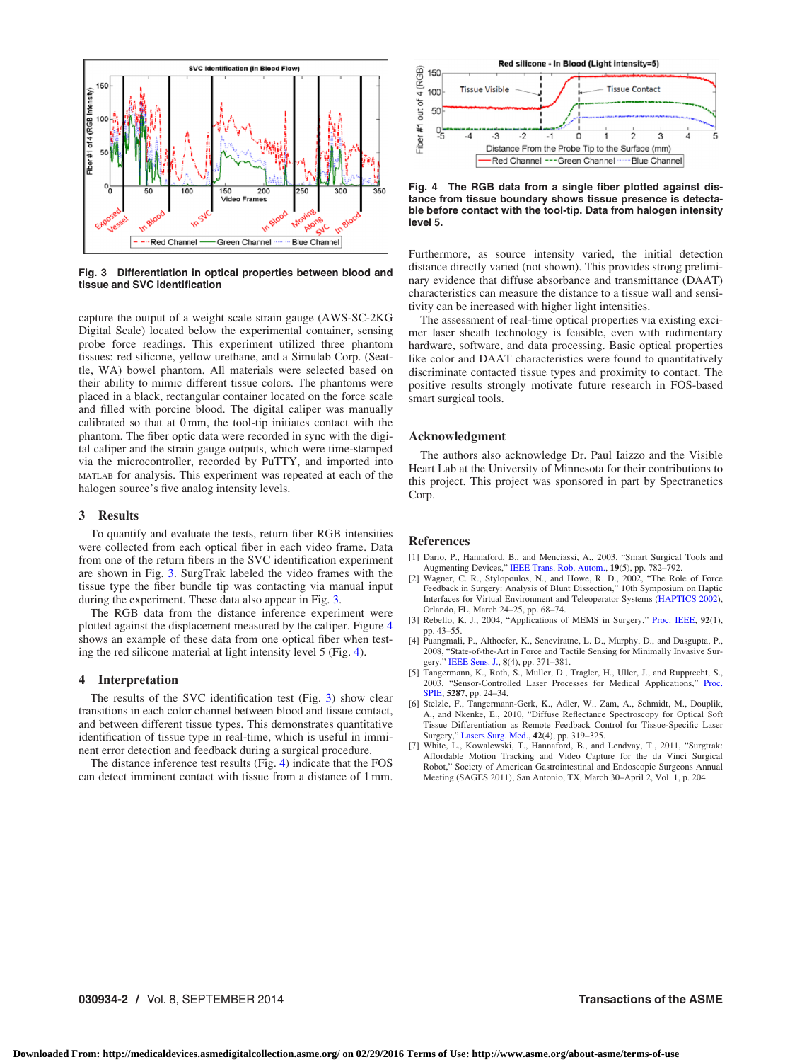SVC Identification (In Blood Flow)

Fiber #1 of 4 (RGB Intensity)

150

100

50

0

0 50 100 150 200 250 300 350

Video Frames

Exposed Vessel

In Blood

In SVC

In Blood

Moving Along SVC

In Blood

Red Channel — Green Channel ····· Blue Channel

**Fig. 3 Differentiation in optical properties between blood and tissue and SVC identification**

Red silicone - In Blood (Light intensity=5)

Fiber #1 out of 4 (RGB)

150

100

50

0

Tissue Visible

Tissue Contact

-5 -4 -3 -2 -1 0 1 2 3 4 5

Distance From the Probe Tip to the Surface (mm)

Red Channel - - - Green Channel ····· Blue Channel

**Fig. 4 The RGB data from a single fiber plotted against distance from tissue boundary shows tissue presence is detectable before contact with the tool-tip. Data from halogen intensity level 5.**

capture the output of a weight scale strain gauge (AWS-SC-2KG Digital Scale) located below the experimental container, sensing probe force readings. This experiment utilized three phantom tissues: red silicone, yellow urethane, and a Simulab Corp. (Seattle, WA) bowel phantom. All materials were selected based on their ability to mimic different tissue colors. The phantoms were placed in a black, rectangular container located on the force scale and filled with porcine blood. The digital caliper was manually calibrated so that at 0 mm, the tool-tip initiates contact with the phantom. The fiber optic data were recorded in sync with the digital caliper and the strain gauge outputs, which were time-stamped via the microcontroller, recorded by PuTTY, and imported into MATLAB for analysis. This experiment was repeated at each of the halogen source's five analog intensity levels.

## 3 Results

To quantify and evaluate the tests, return fiber RGB intensities were collected from each optical fiber in each video frame. Data from one of the return fibers in the SVC identification experiment are shown in Fig. 3. SurgTrak labeled the video frames with the tissue type the fiber bundle tip was contacting via manual input during the experiment. These data also appear in Fig. 3.

The RGB data from the distance inference experiment were plotted against the displacement measured by the caliper. Figure 4 shows an example of these data from one optical fiber when testing the red silicone material at light intensity level 5 (Fig. 4).

## 4 Interpretation

The results of the SVC identification test (Fig. 3) show clear transitions in each color channel between blood and tissue contact, and between different tissue types. This demonstrates quantitative identification of tissue type in real-time, which is useful in imminent error detection and feedback during a surgical procedure.

The distance inference test results (Fig. 4) indicate that the FOS can detect imminent contact with tissue from a distance of 1 mm.

Furthermore, as source intensity varied, the initial detection distance directly varied (not shown). This provides strong preliminary evidence that diffuse absorbance and transmittance (DAAT) characteristics can measure the distance to a tissue wall and sensitivity can be increased with higher light intensities.

The assessment of real-time optical properties via existing excimer laser sheath technology is feasible, even with rudimentary hardware, software, and data processing. Basic optical properties like color and DAAT characteristics were found to quantitatively discriminate contacted tissue types and proximity to contact. The positive results strongly motivate future research in FOS-based smart surgical tools.

## Acknowledgment

The authors also acknowledge Dr. Paul Iaizzo and the Visible Heart Lab at the University of Minnesota for their contributions to this project. This project was sponsored in part by Spectranetics Corp.

## References

[1] Dario, P., Hannaford, B., and Menciassi, A., 2003, "Smart Surgical Tools and Augmenting Devices," IEEE Trans. Rob. Autom., **19**(5), pp. 782–792.

[2] Wagner, C. R., Stylopoulos, N., and Howe, R. D., 2002, "The Role of Force Feedback in Surgery: Analysis of Blunt Dissection," 10th Symposium on Haptic Interfaces for Virtual Environment and Teleoperator Systems (HAPTICS 2002), Orlando, FL, March 24–25, pp. 68–74.

[3] Rebello, K. J., 2004, "Applications of MEMS in Surgery," Proc. IEEE, **92**(1), pp. 43–55.

[4] Puangmali, P., Althoefer, K., Seneviratne, L. D., Murphy, D., and Dasgupta, P., 2008, "State-of-the-Art in Force and Tactile Sensing for Minimally Invasive Surgery," IEEE Sens. J., **8**(4), pp. 371–381.

[5] Tangermann, K., Roth, S., Muller, D., Tragler, H., Uller, J., and Rupprecht, S., 2003, "Sensor-Controlled Laser Processes for Medical Applications," Proc. SPIE, **5287**, pp. 24–34.

[6] Stelzle, F., Tangermann-Gerk, K., Adler, W., Zam, A., Schmidt, M., Douplik, A., and Nkenke, E., 2010, "Diffuse Reflectance Spectroscopy for Optical Soft Tissue Differentiation as Remote Feedback Control for Tissue-Specific Laser Surgery," Lasers Surg. Med., **42**(4), pp. 319–325.

[7] White, L., Kowalewski, T., Hannaford, B., and Lendvay, T., 2011, "Surgtrak: Affordable Motion Tracking and Video Capture for the da Vinci Surgical Robot," Society of American Gastrointestinal and Endoscopic Surgeons Annual Meeting (SAGES 2011), San Antonio, TX, March 30–April 2, Vol. 1, p. 204.